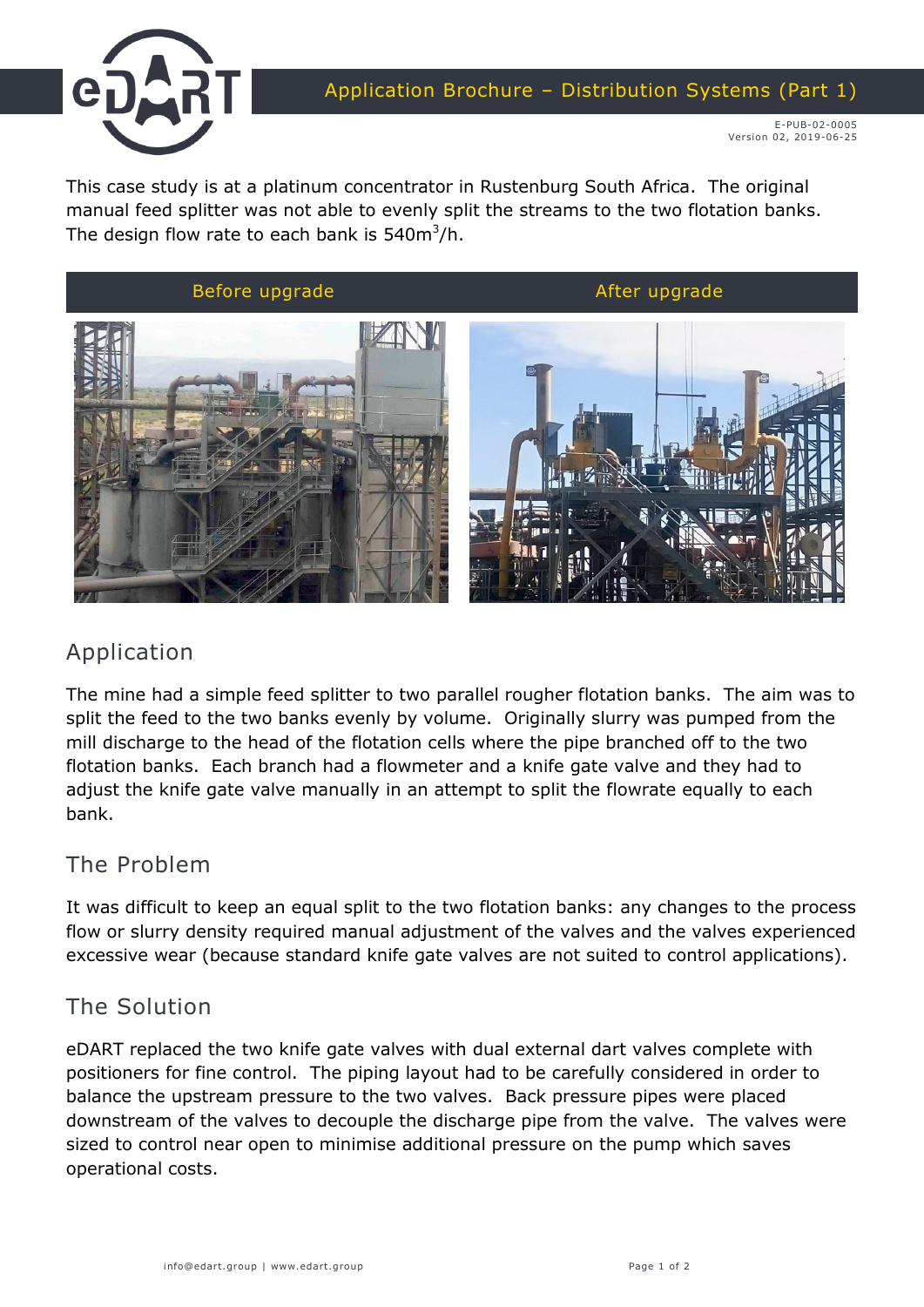# Application Brochure – Distribution Systems (Part 1)

E-PUB-02-0005
Version 02, 2019-06-25

This case study is at a platinum concentrator in Rustenburg South Africa. The original manual feed splitter was not able to evenly split the streams to the two flotation banks. The design flow rate to each bank is 540m$^3$/h.

| Before upgrade | After upgrade |
| --- | --- |

## Application

The mine had a simple feed splitter to two parallel rougher flotation banks. The aim was to split the feed to the two banks evenly by volume. Originally slurry was pumped from the mill discharge to the head of the flotation cells where the pipe branched off to the two flotation banks. Each branch had a flowmeter and a knife gate valve and they had to adjust the knife gate valve manually in an attempt to split the flowrate equally to each bank.

## The Problem

It was difficult to keep an equal split to the two flotation banks: any changes to the process flow or slurry density required manual adjustment of the valves and the valves experienced excessive wear (because standard knife gate valves are not suited to control applications).

## The Solution

eDART replaced the two knife gate valves with dual external dart valves complete with positioners for fine control. The piping layout had to be carefully considered in order to balance the upstream pressure to the two valves. Back pressure pipes were placed downstream of the valves to decouple the discharge pipe from the valve. The valves were sized to control near open to minimise additional pressure on the pump which saves operational costs.

info@edart.group | www.edart.group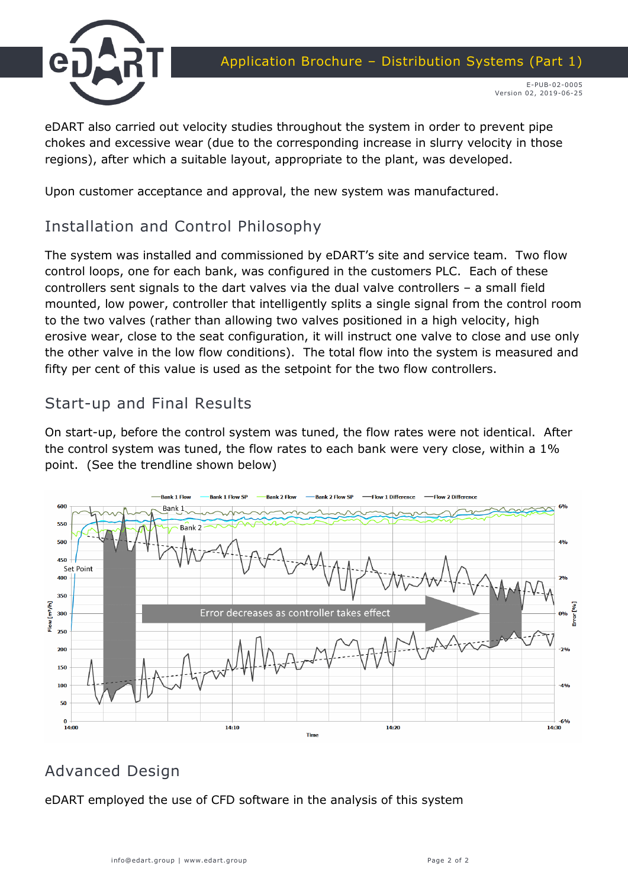eDART also carried out velocity studies throughout the system in order to prevent pipe chokes and excessive wear (due to the corresponding increase in slurry velocity in those regions), after which a suitable layout, appropriate to the plant, was developed.

Upon customer acceptance and approval, the new system was manufactured.

## Installation and Control Philosophy

The system was installed and commissioned by eDART's site and service team. Two flow control loops, one for each bank, was configured in the customers PLC. Each of these controllers sent signals to the dart valves via the dual valve controllers – a small field mounted, low power, controller that intelligently splits a single signal from the control room to the two valves (rather than allowing two valves positioned in a high velocity, high erosive wear, close to the seat configuration, it will instruct one valve to close and use only the other valve in the low flow conditions). The total flow into the system is measured and fifty per cent of this value is used as the setpoint for the two flow controllers.

## Start-up and Final Results

On start-up, before the control system was tuned, the flow rates were not identical. After the control system was tuned, the flow rates to each bank were very close, within a 1% point. (See the trendline shown below)

Bank 1 Flow
Bank 1 Flow SP
Bank 2 Flow
Bank 2 Flow SP
Flow 1 Difference
Flow 2 Difference

Bank 1
Bank 2
Set Point
Error decreases as controller takes effect

Flow [m³/h]
600
550
500
450
400
350
300
250
200
150
100
50
0

Error [%]
6%
4%
2%
0%
-2%
-4%
-6%

Time
14:00
14:10
14:20
14:30

## Advanced Design

eDART employed the use of CFD software in the analysis of this system